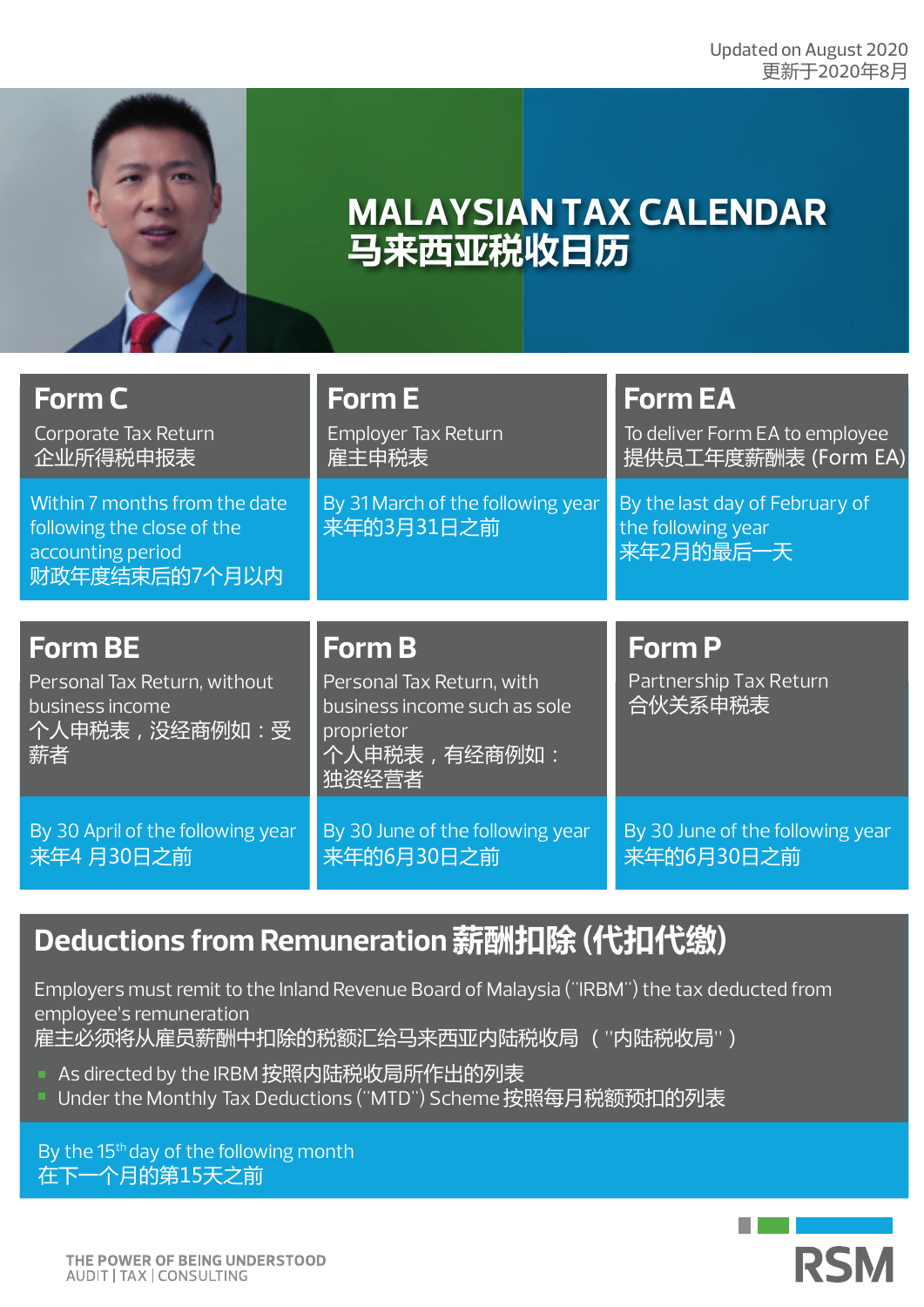Updated on August 2020
更新于2020年8月

# MALAYSIAN TAX CALENDAR
# 马来西亚税收日历

## Form C
Corporate Tax Return
企业所得税申报表

Within 7 months from the date following the close of the accounting period
财政年度结束后的7个月以内

## Form E
Employer Tax Return
雇主申税表

By 31 March of the following year
来年的3月31日之前

## Form EA
To deliver Form EA to employee
提供员工年度薪酬表 (Form EA)

By the last day of February of the following year
来年2月的最后一天

## Form BE
Personal Tax Return, without business income
个人申税表，没经商例如：受薪者

By 30 April of the following year
来年4 月30日之前

## Form B
Personal Tax Return, with business income such as sole proprietor
个人申税表，有经商例如：独资经营者

By 30 June of the following year
来年的6月30日之前

## Form P
Partnership Tax Return
合伙关系申税表

By 30 June of the following year
来年的6月30日之前

## Deductions from Remuneration 薪酬扣除 (代扣代缴)

Employers must remit to the Inland Revenue Board of Malaysia ("IRBM") the tax deducted from employee's remuneration
雇主必须将从雇员薪酬中扣除的税额汇给马来西亚内陆税收局 （"内陆税收局"）

- As directed by the IRBM 按照内陆税收局所作出的列表
- Under the Monthly Tax Deductions ("MTD") Scheme 按照每月税额预扣的列表

By the 15th day of the following month
在下一个月的第15天之前

THE POWER OF BEING UNDERSTOOD
AUDIT | TAX | CONSULTING

RSM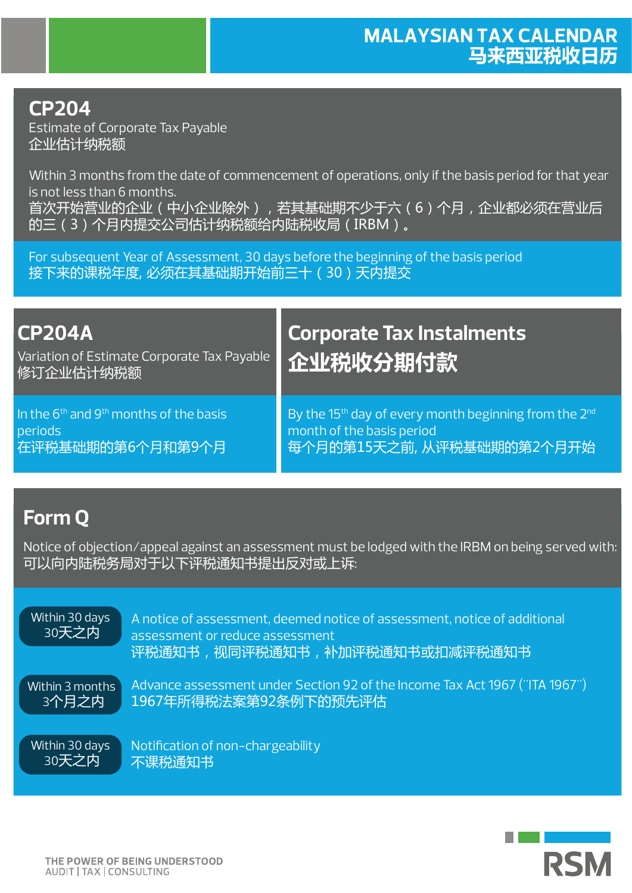# MALAYSIAN TAX CALENDAR
# 马来西亚税收日历

## CP204

Estimate of Corporate Tax Payable
企业估计纳税额

Within 3 months from the date of commencement of operations, only if the basis period for that year is not less than 6 months.
首次开始营业的企业（中小企业除外），若其基础期不少于六（6）个月，企业都必须在营业后的三（3）个月内提交公司估计纳税额给内陆税收局（IRBM）。

For subsequent Year of Assessment, 30 days before the beginning of the basis period
接下来的课税年度, 必须在其基础期开始前三十（30）天内提交

## CP204A

Variation of Estimate Corporate Tax Payable
修订企业估计纳税额

In the 6th and 9th months of the basis periods
在评税基础期的第6个月和第9个月

## Corporate Tax Instalments

## 企业税收分期付款

By the 15th day of every month beginning from the 2nd month of the basis period
每个月的第15天之前, 从评税基础期的第2个月开始

## Form Q

Notice of objection/appeal against an assessment must be lodged with the IRBM on being served with:
可以向内陆税务局对于以下评税通知书提出反对或上诉:

| Within 30 days 30天之内 | A notice of assessment, deemed notice of assessment, notice of additional assessment or reduce assessment 评税通知书，视同评税通知书，补加评税通知书或扣减评税通知书 |
|---|---|
| Within 3 months 3个月之内 | Advance assessment under Section 92 of the Income Tax Act 1967 ("ITA 1967") 1967年所得税法案第92条例下的预先评估 |
| Within 30 days 30天之内 | Notification of non-chargeability 不课税通知书 |

THE POWER OF BEING UNDERSTOOD
AUDIT | TAX | CONSULTING

RSM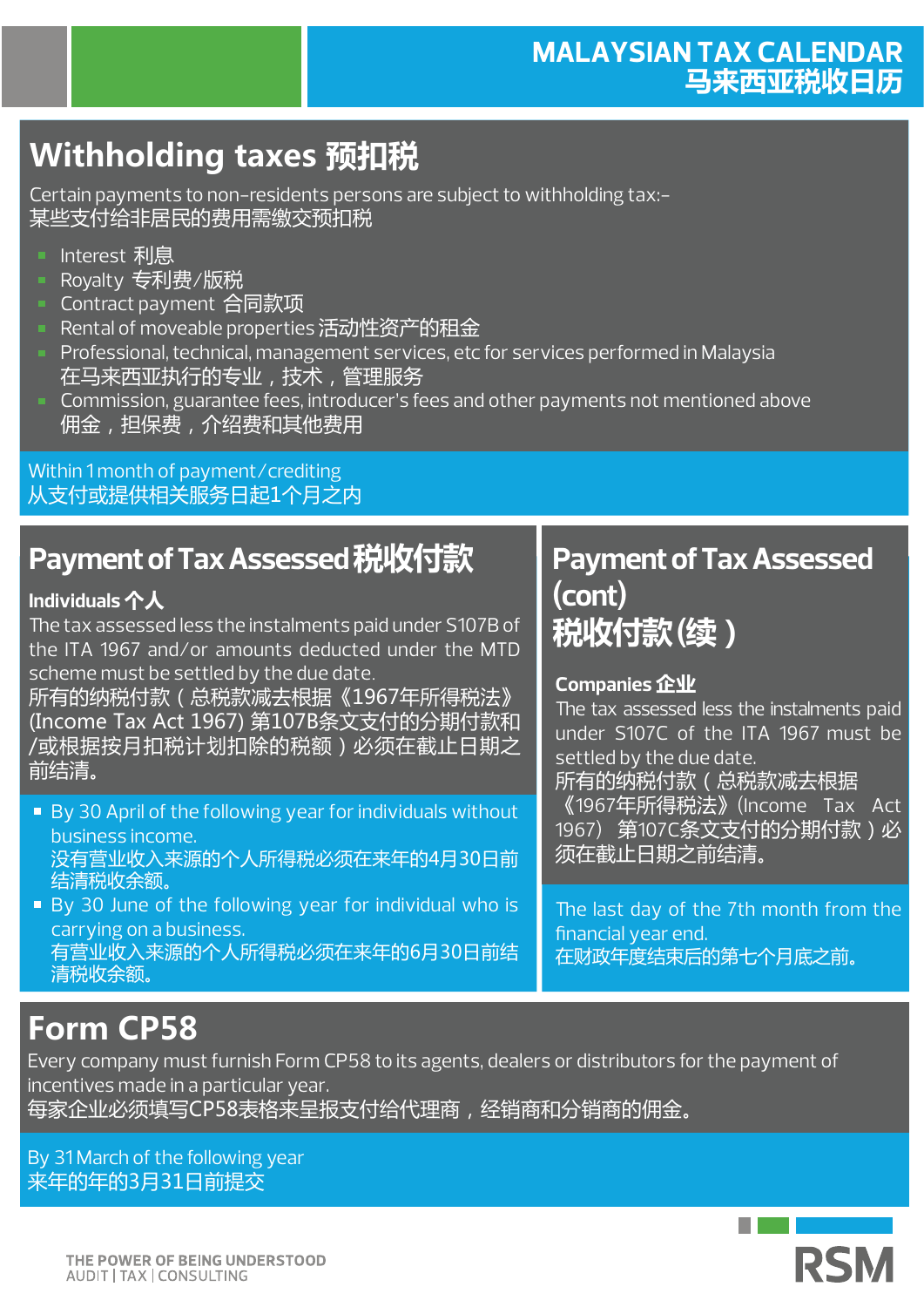## Withholding taxes 预扣税

Certain payments to non-residents persons are subject to withholding tax:-
某些支付给非居民的费用需缴交预扣税

- Interest 利息
- Royalty 专利费/版税
- Contract payment 合同款项
- Rental of moveable properties 活动性资产的租金
- Professional, technical, management services, etc for services performed in Malaysia
  在马来西亚执行的专业，技术，管理服务
- Commission, guarantee fees, introducer's fees and other payments not mentioned above
  佣金，担保费，介绍费和其他费用

Within 1 month of payment/crediting
从支付或提供相关服务日起1个月之内

## Payment of Tax Assessed 税收付款

**Individuals 个人**

The tax assessed less the instalments paid under S107B of the ITA 1967 and/or amounts deducted under the MTD scheme must be settled by the due date.
所有的纳税付款（总税款减去根据《1967年所得税法》(Income Tax Act 1967) 第107B条文支付的分期付款和/或根据按月扣税计划扣除的税额）必须在截止日期之前结清。

- By 30 April of the following year for individuals without business income.
  没有营业收入来源的个人所得税必须在来年的4月30日前结清税收余额。
- By 30 June of the following year for individual who is carrying on a business.
  有营业收入来源的个人所得税必须在来年的6月30日前结清税收余额。

## Payment of Tax Assessed (cont) 税收付款(续)

**Companies 企业**

The tax assessed less the instalments paid under S107C of the ITA 1967 must be settled by the due date.
所有的纳税付款（总税款减去根据《1967年所得税法》(Income Tax Act 1967) 第107C条文支付的分期付款）必须在截止日期之前结清。

The last day of the 7th month from the financial year end.
在财政年度结束后的第七个月底之前。

## Form CP58

Every company must furnish Form CP58 to its agents, dealers or distributors for the payment of incentives made in a particular year.
每家企业必须填写CP58表格来呈报支付给代理商，经销商和分销商的佣金。

By 31 March of the following year
来年的年的3月31日前提交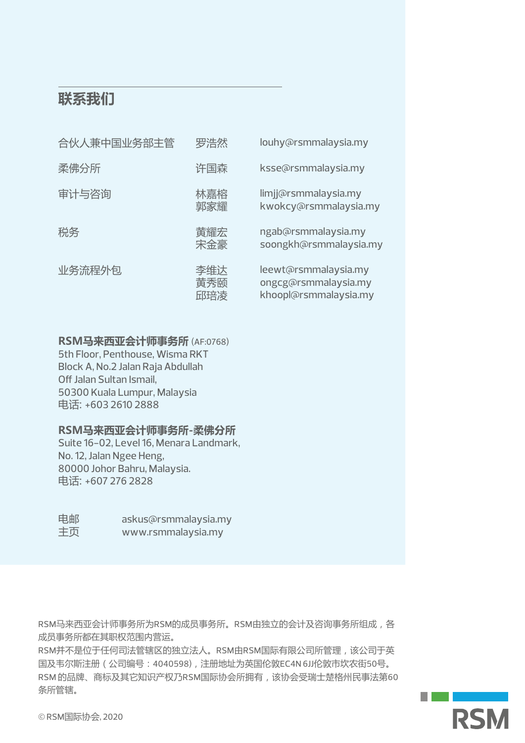## 联系我们

| | | |
|---|---|---|
| 合伙人兼中国业务部主管 | 罗浩然 | louhy@rsmmalaysia.my |
| 柔佛分所 | 许国森 | ksse@rsmmalaysia.my |
| 审计与咨询 | 林嘉榕<br>郭家耀 | limjj@rsmmalaysia.my<br>kwokcy@rsmmalaysia.my |
| 税务 | 黄耀宏<br>宋金豪 | ngab@rsmmalaysia.my<br>soongkh@rsmmalaysia.my |
| 业务流程外包 | 李维达<br>黄秀颐<br>邱琣凌 | leewt@rsmmalaysia.my<br>ongcg@rsmmalaysia.my<br>khoopl@rsmmalaysia.my |

**RSM马来西亚会计师事务所** (AF:0768)
5th Floor, Penthouse, Wisma RKT
Block A, No.2 Jalan Raja Abdullah
Off Jalan Sultan Ismail,
50300 Kuala Lumpur, Malaysia
电话: +603 2610 2888

**RSM马来西亚会计师事务所-柔佛分所**
Suite 16-02, Level 16, Menara Landmark,
No. 12, Jalan Ngee Heng,
80000 Johor Bahru, Malaysia.
电话: +607 276 2828

电邮 askus@rsmmalaysia.my
主页 www.rsmmalaysia.my

RSM马来西亚会计师事务所为RSM的成员事务所。RSM由独立的会计及咨询事务所组成，各成员事务所都在其职权范围内营运。
RSM并不是位于任何司法管辖区的独立法人。RSM由RSM国际有限公司所管理，该公司于英国及韦尔斯注册（公司编号：4040598），注册地址为英国伦敦EC4N 6JJ伦敦市坎农街50号。
RSM 的品牌、商标及其它知识产权乃RSM国际协会所拥有，该协会受瑞士楚格州民事法第60条所管辖。

© RSM国际协会, 2020